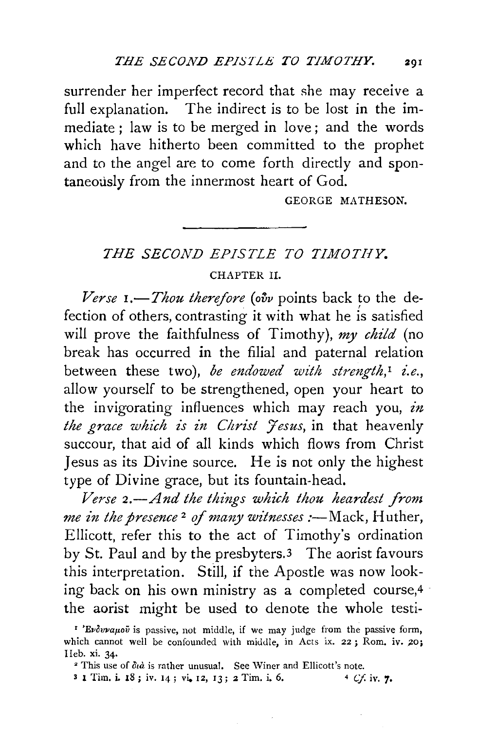surrender her imperfect record that she may receive a full explanation. The indirect is to be lost in the immediate; law is to be merged in love; and the words which have hitherto been committed to the prophet and to the angel are to come forth directly and spontaneously from the innermost heart of God.

GEORGE MATHESON.

---

## *THE SECOND EPISTLE TO TIMOTHY.*

### CHAPTER II.

*Verse* 1.—*Thou therefore* (οὖν points back to the defection of others, contrasting it with what he is satisfied will prove the faithfulness of Timothy), *my child* (no break has occurred in the filial and paternal relation between these two), *be endowed with strength*,[1] *i.e.*, allow yourself to be strengthened, open your heart to the invigorating influences which may reach you, *in the grace which is in Christ Jesus*, in that heavenly succour, that aid of all kinds which flows from Christ Jesus as its Divine source. He is not only the highest type of Divine grace, but its fountain-head.

*Verse* 2.—*And the things which thou heardest from me in the presence*[2] *of many witnesses*:—Mack, Huther, Ellicott, refer this to the act of Timothy's ordination by St. Paul and by the presbyters.[3] The aorist favours this interpretation. Still, if the Apostle was now looking back on his own ministry as a completed course,[4] the aorist might be used to denote the whole testi-

[1] Ἐνδυναμοῦ is passive, not middle, if we may judge from the passive form, which cannot well be confounded with middle, in Acts ix. 22; Rom. iv. 20; Heb. xi. 34.

[2] This use of διὰ is rather unusual. See Winer and Ellicott's note.

[3] 1 Tim. i. 18; iv. 14; vi. 12, 13; 2 Tim. i. 6.

[4] *Cf.* iv. 7.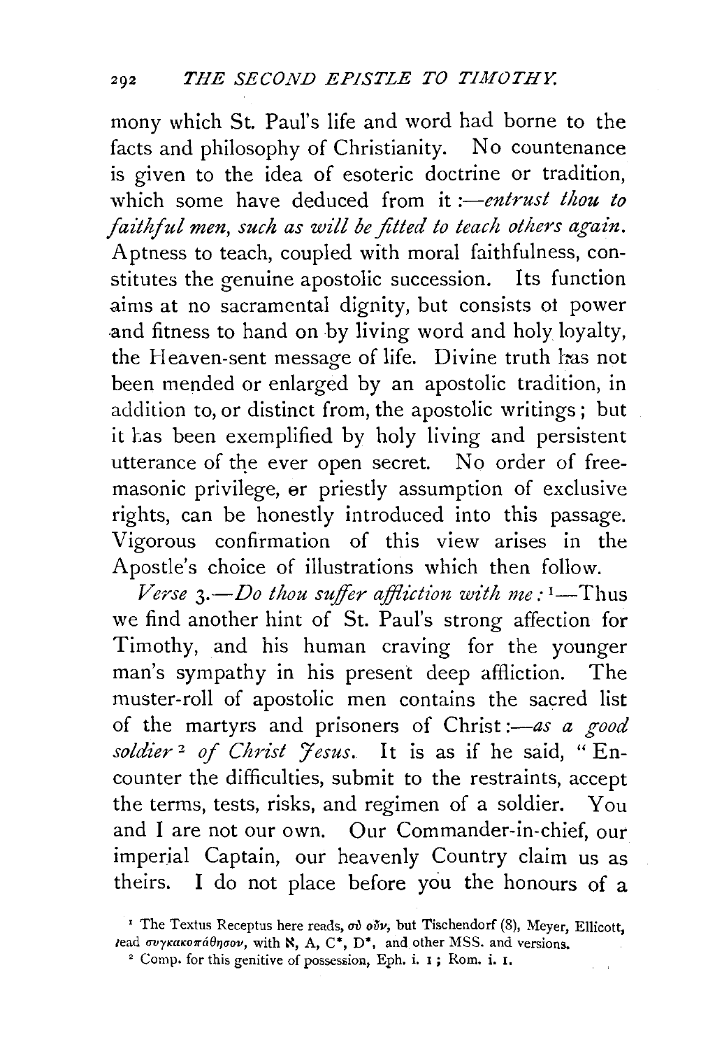mony which St. Paul's life and word had borne to the facts and philosophy of Christianity. No countenance is given to the idea of esoteric doctrine or tradition, which some have deduced from it :—*entrust thou to faithful men, such as will be fitted to teach others again.* Aptness to teach, coupled with moral faithfulness, constitutes the genuine apostolic succession. Its function aims at no sacramental dignity, but consists of power and fitness to hand on by living word and holy loyalty, the Heaven-sent message of life. Divine truth has not been mended or enlarged by an apostolic tradition, in addition to, or distinct from, the apostolic writings; but it has been exemplified by holy living and persistent utterance of the ever open secret. No order of freemasonic privilege, or priestly assumption of exclusive rights, can be honestly introduced into this passage. Vigorous confirmation of this view arises in the Apostle's choice of illustrations which then follow.

*Verse 3.—Do thou suffer affliction with me:* [1]—Thus we find another hint of St. Paul's strong affection for Timothy, and his human craving for the younger man's sympathy in his present deep affliction. The muster-roll of apostolic men contains the sacred list of the martyrs and prisoners of Christ:—*as a good soldier* [2] *of Christ Jesus.* It is as if he said, "Encounter the difficulties, submit to the restraints, accept the terms, tests, risks, and regimen of a soldier. You and I are not our own. Our Commander-in-chief, our imperial Captain, our heavenly Country claim us as theirs. I do not place before you the honours of a

[1] The Textus Receptus here reads, σὺ οὖν, but Tischendorf (8), Meyer, Ellicott, read συγκακοπάθησον, with ℵ, A, C*, D*, and other MSS. and versions.

[2] Comp. for this genitive of possession, Eph. i. 1; Rom. i. 1.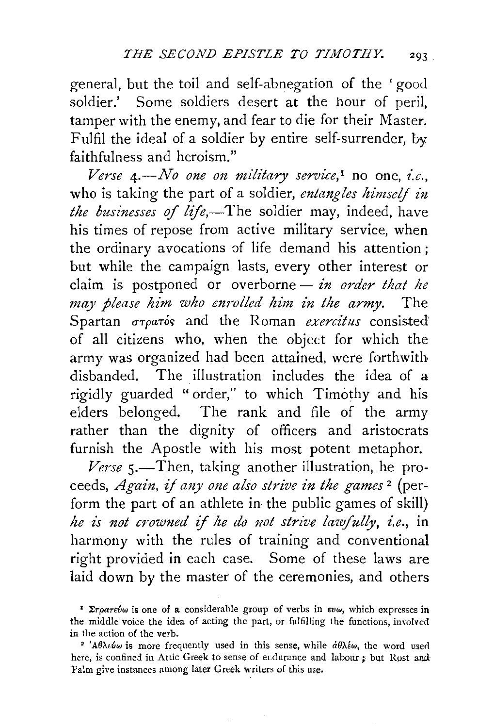general, but the toil and self-abnegation of the 'good soldier.' Some soldiers desert at the hour of peril, tamper with the enemy, and fear to die for their Master. Fulfil the ideal of a soldier by entire self-surrender, by faithfulness and heroism."

*Verse* 4.—*No one on military service,*[1] no one, *i.e.*, who is taking the part of a soldier, *entangles himself in the businesses of life*,—The soldier may, indeed, have his times of repose from active military service, when the ordinary avocations of life demand his attention; but while the campaign lasts, every other interest or claim is postponed or overborne — *in order that he may please him who enrolled him in the army.* The Spartan στρατός and the Roman *exercitus* consisted of all citizens who, when the object for which the army was organized had been attained, were forthwith disbanded. The illustration includes the idea of a rigidly guarded "order," to which Timothy and his elders belonged. The rank and file of the army rather than the dignity of officers and aristocrats furnish the Apostle with his most potent metaphor.

*Verse* 5.—Then, taking another illustration, he proceeds, *Again, if any one also strive in the games*[2] (perform the part of an athlete in the public games of skill) *he is not crowned if he do not strive lawfully, i.e.*, in harmony with the rules of training and conventional right provided in each case. Some of these laws are laid down by the master of the ceremonies, and others

[1] Στρατεύω is one of a considerable group of verbs in ευω, which expresses in the middle voice the idea of acting the part, or fulfilling the functions, involved in the action of the verb.

[2] Ἀθλεύω is more frequently used in this sense, while ἀθλέω, the word used here, is confined in Attic Greek to sense of endurance and labour; but Rost and Palm give instances among later Greek writers of this use.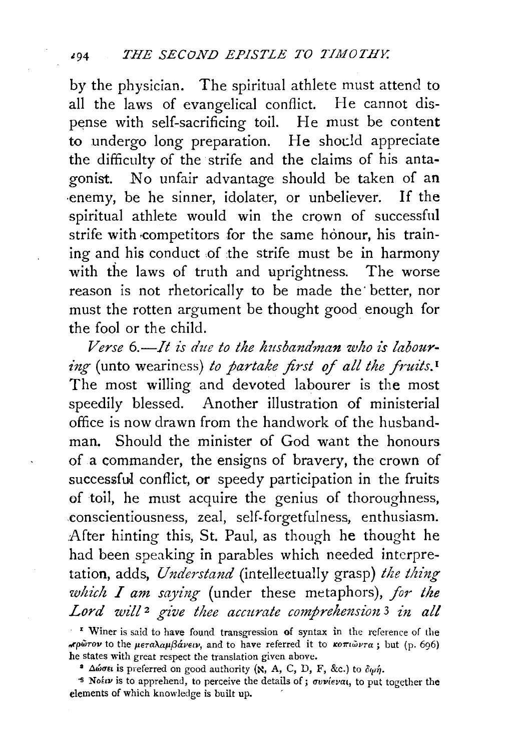by the physician. The spiritual athlete must attend to all the laws of evangelical conflict. He cannot dispense with self-sacrificing toil. He must be content to undergo long preparation. He should appreciate the difficulty of the strife and the claims of his antagonist. No unfair advantage should be taken of an enemy, be he sinner, idolater, or unbeliever. If the spiritual athlete would win the crown of successful strife with competitors for the same honour, his training and his conduct of the strife must be in harmony with the laws of truth and uprightness. The worse reason is not rhetorically to be made the better, nor must the rotten argument be thought good enough for the fool or the child.

*Verse 6.—It is due to the husbandman who is labouring* (unto weariness) *to partake first of all the fruits.*[1] The most willing and devoted labourer is the most speedily blessed. Another illustration of ministerial office is now drawn from the handwork of the husbandman. Should the minister of God want the honours of a commander, the ensigns of bravery, the crown of successful conflict, or speedy participation in the fruits of toil, he must acquire the genius of thoroughness, conscientiousness, zeal, self-forgetfulness, enthusiasm. After hinting this, St. Paul, as though he thought he had been speaking in parables which needed interpretation, adds, *Understand* (intellectually grasp) *the thing which I am saying* (under these metaphors), *for the Lord will*[2] *give thee accurate comprehension*[3] *in all*

[1] Winer is said to have found transgression of syntax in the reference of the πρῶτον to the μεταλαμβάνειν, and to have referred it to κοπιῶντα; but (p. 696) he states with great respect the translation given above.

[2] Δώσει is preferred on good authority (ℵ, A, C, D, F, &c.) to δῴη.

[3] Νοεῖν is to apprehend, to perceive the details of; συνιέναι, to put together the elements of which knowledge is built up.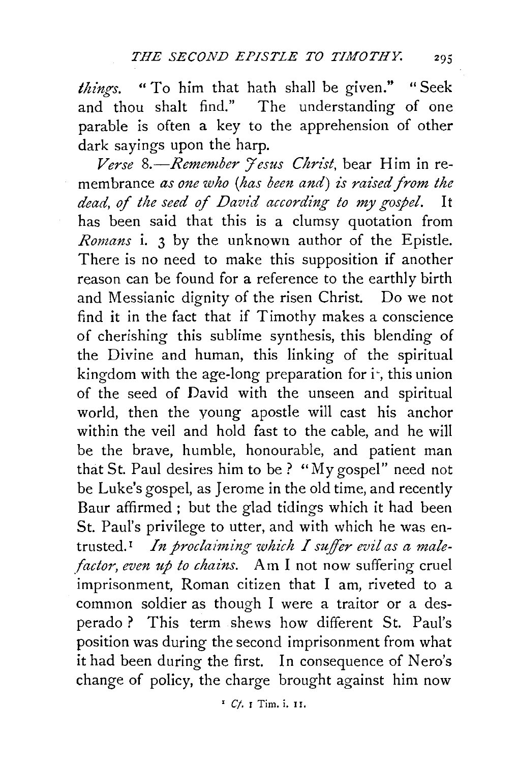*things.* "To him that hath shall be given." "Seek and thou shalt find." The understanding of one parable is often a key to the apprehension of other dark sayings upon the harp.

*Verse 8.—Remember Jesus Christ,* bear Him in remembrance *as one who (has been and) is raised from the dead, of the seed of David according to my gospel.* It has been said that this is a clumsy quotation from *Romans* i. 3 by the unknown author of the Epistle. There is no need to make this supposition if another reason can be found for a reference to the earthly birth and Messianic dignity of the risen Christ. Do we not find it in the fact that if Timothy makes a conscience of cherishing this sublime synthesis, this blending of the Divine and human, this linking of the spiritual kingdom with the age-long preparation for it, this union of the seed of David with the unseen and spiritual world, then the young apostle will cast his anchor within the veil and hold fast to the cable, and he will be the brave, humble, honourable, and patient man that St. Paul desires him to be? "My gospel" need not be Luke's gospel, as Jerome in the old time, and recently Baur affirmed; but the glad tidings which it had been St. Paul's privilege to utter, and with which he was entrusted.[1] *In proclaiming which I suffer evil as a malefactor, even up to chains.* Am I not now suffering cruel imprisonment, Roman citizen that I am, riveted to a common soldier as though I were a traitor or a desperado? This term shews how different St. Paul's position was during the second imprisonment from what it had been during the first. In consequence of Nero's change of policy, the charge brought against him now

[1] *Cf.* 1 Tim. i. 11.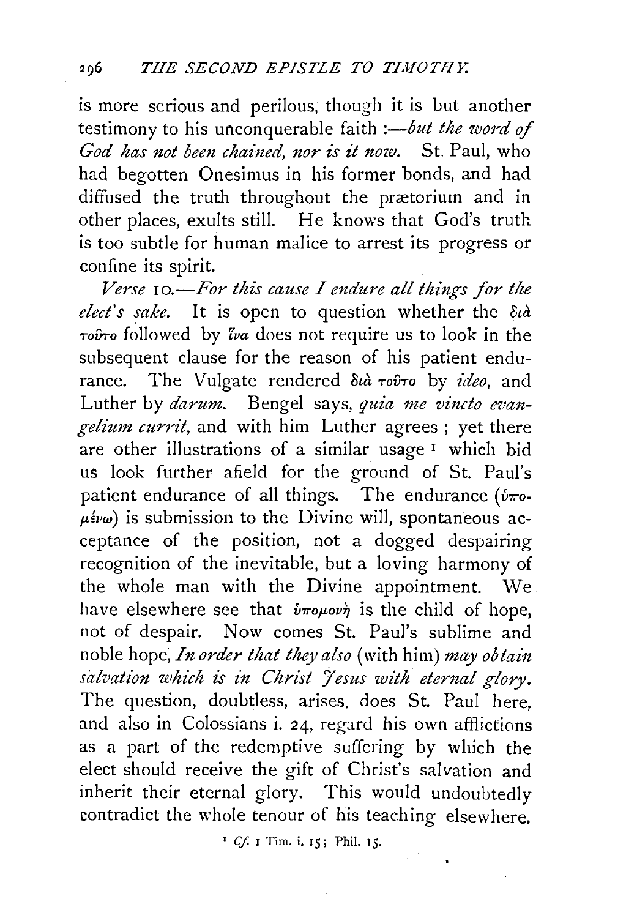is more serious and perilous, though it is but another testimony to his unconquerable faith :—*but the word of God has not been chained, nor is it now.* St. Paul, who had begotten Onesimus in his former bonds, and had diffused the truth throughout the prætorium and in other places, exults still. He knows that God's truth is too subtle for human malice to arrest its progress or confine its spirit.

*Verse* 10.—*For this cause I endure all things for the elect's sake.* It is open to question whether the διὰ τοῦτο followed by ἵνα does not require us to look in the subsequent clause for the reason of his patient endurance. The Vulgate rendered διὰ τοῦτο by *ideo*, and Luther by *darum*. Bengel says, *quia me vincto evangelium currit*, and with him Luther agrees ; yet there are other illustrations of a similar usage [1] which bid us look further afield for the ground of St. Paul's patient endurance of all things. The endurance (ὑπομένω) is submission to the Divine will, spontaneous acceptance of the position, not a dogged despairing recognition of the inevitable, but a loving harmony of the whole man with the Divine appointment. We have elsewhere see that ὑπομονὴ is the child of hope, not of despair. Now comes St. Paul's sublime and noble hope, *In order that they also* (with him) *may obtain salvation which is in Christ Jesus with eternal glory.* The question, doubtless, arises, does St. Paul here, and also in Colossians i. 24, regard his own afflictions as a part of the redemptive suffering by which the elect should receive the gift of Christ's salvation and inherit their eternal glory. This would undoubtedly contradict the whole tenour of his teaching elsewhere.

[1] *Cf.* 1 Tim. i. 15; Phil. 15.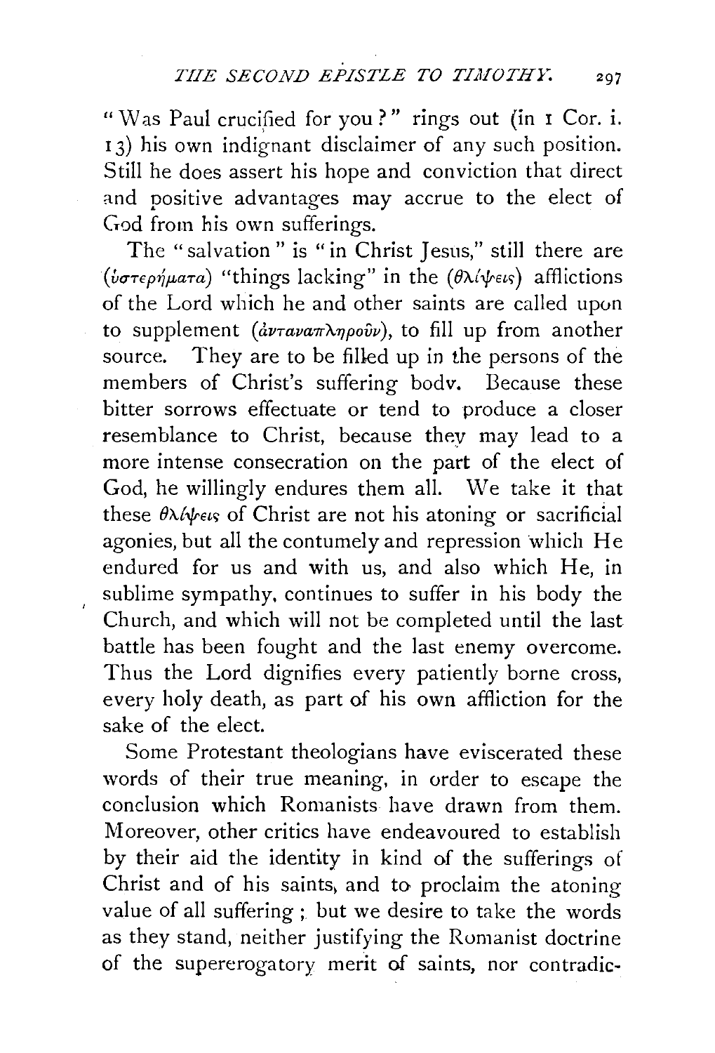"Was Paul crucified for you?" rings out (in 1 Cor. i. 13) his own indignant disclaimer of any such position. Still he does assert his hope and conviction that direct and positive advantages may accrue to the elect of God from his own sufferings.

The "salvation" is "in Christ Jesus," still there are (ὑστερήματα) "things lacking" in the (θλίψεις) afflictions of the Lord which he and other saints are called upon to supplement (ἀνταναπληροῦν), to fill up from another source. They are to be filled up in the persons of the members of Christ's suffering body. Because these bitter sorrows effectuate or tend to produce a closer resemblance to Christ, because they may lead to a more intense consecration on the part of the elect of God, he willingly endures them all. We take it that these θλίψεις of Christ are not his atoning or sacrificial agonies, but all the contumely and repression which He endured for us and with us, and also which He, in sublime sympathy, continues to suffer in his body the Church, and which will not be completed until the last battle has been fought and the last enemy overcome. Thus the Lord dignifies every patiently borne cross, every holy death, as part of his own affliction for the sake of the elect.

Some Protestant theologians have eviscerated these words of their true meaning, in order to escape the conclusion which Romanists have drawn from them. Moreover, other critics have endeavoured to establish by their aid the identity in kind of the sufferings of Christ and of his saints, and to proclaim the atoning value of all suffering; but we desire to take the words as they stand, neither justifying the Romanist doctrine of the supererogatory merit of saints, nor contradic-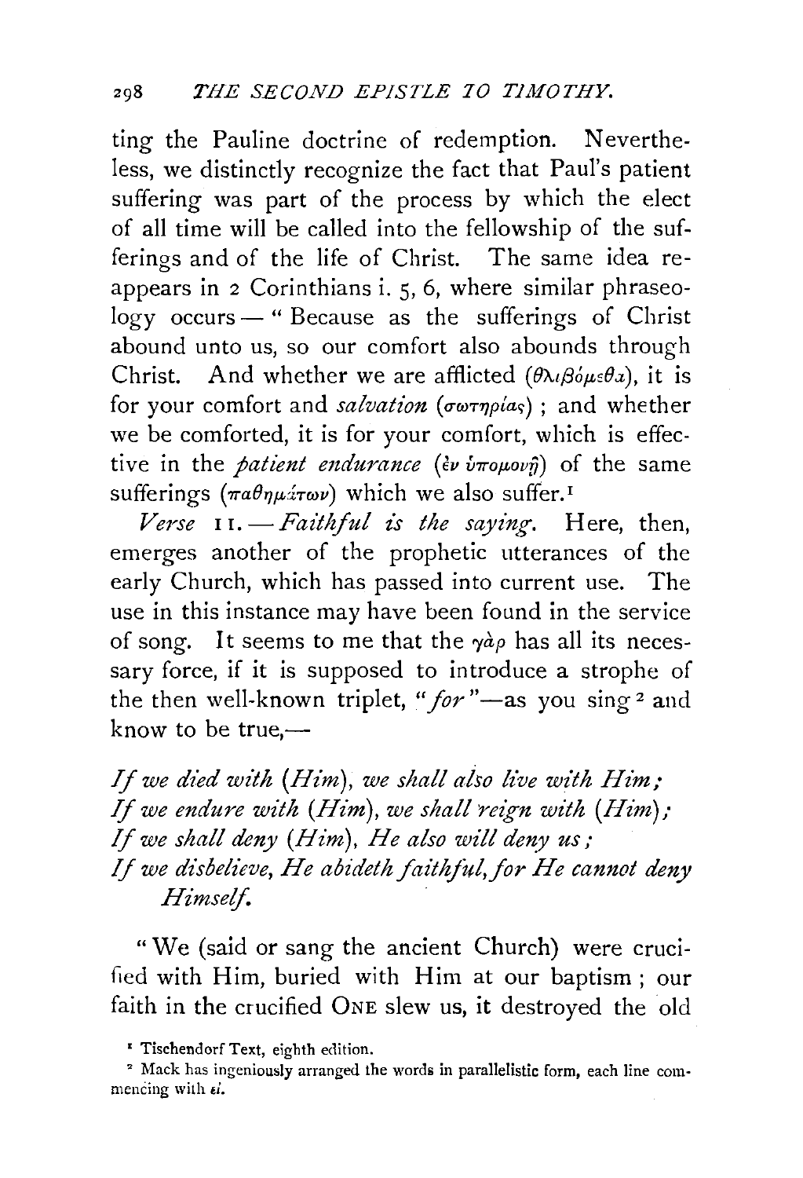ting the Pauline doctrine of redemption. Nevertheless, we distinctly recognize the fact that Paul's patient suffering was part of the process by which the elect of all time will be called into the fellowship of the sufferings and of the life of Christ. The same idea reappears in 2 Corinthians i. 5, 6, where similar phraseology occurs — "Because as the sufferings of Christ abound unto us, so our comfort also abounds through Christ. And whether we are afflicted (θλιβόμεθα), it is for your comfort and *salvation* (σωτηρίας); and whether we be comforted, it is for your comfort, which is effective in the *patient endurance* (ἐν ὑπομονῇ) of the same sufferings (παθημάτων) which we also suffer.[1]

*Verse* 11. — *Faithful is the saying.* Here, then, emerges another of the prophetic utterances of the early Church, which has passed into current use. The use in this instance may have been found in the service of song. It seems to me that the γὰρ has all its necessary force, if it is supposed to introduce a strophe of the then well-known triplet, "*for*"—as you sing[2] and know to be true,—

*If we died with (Him), we shall also live with Him;*
*If we endure with (Him), we shall reign with (Him);*
*If we shall deny (Him), He also will deny us;*
*If we disbelieve, He abideth faithful, for He cannot deny Himself.*

"We (said or sang the ancient Church) were crucified with Him, buried with Him at our baptism; our faith in the crucified ONE slew us, it destroyed the old

[1] Tischendorf Text, eighth edition.

[2] Mack has ingeniously arranged the words in parallelistic form, each line commencing with εἰ.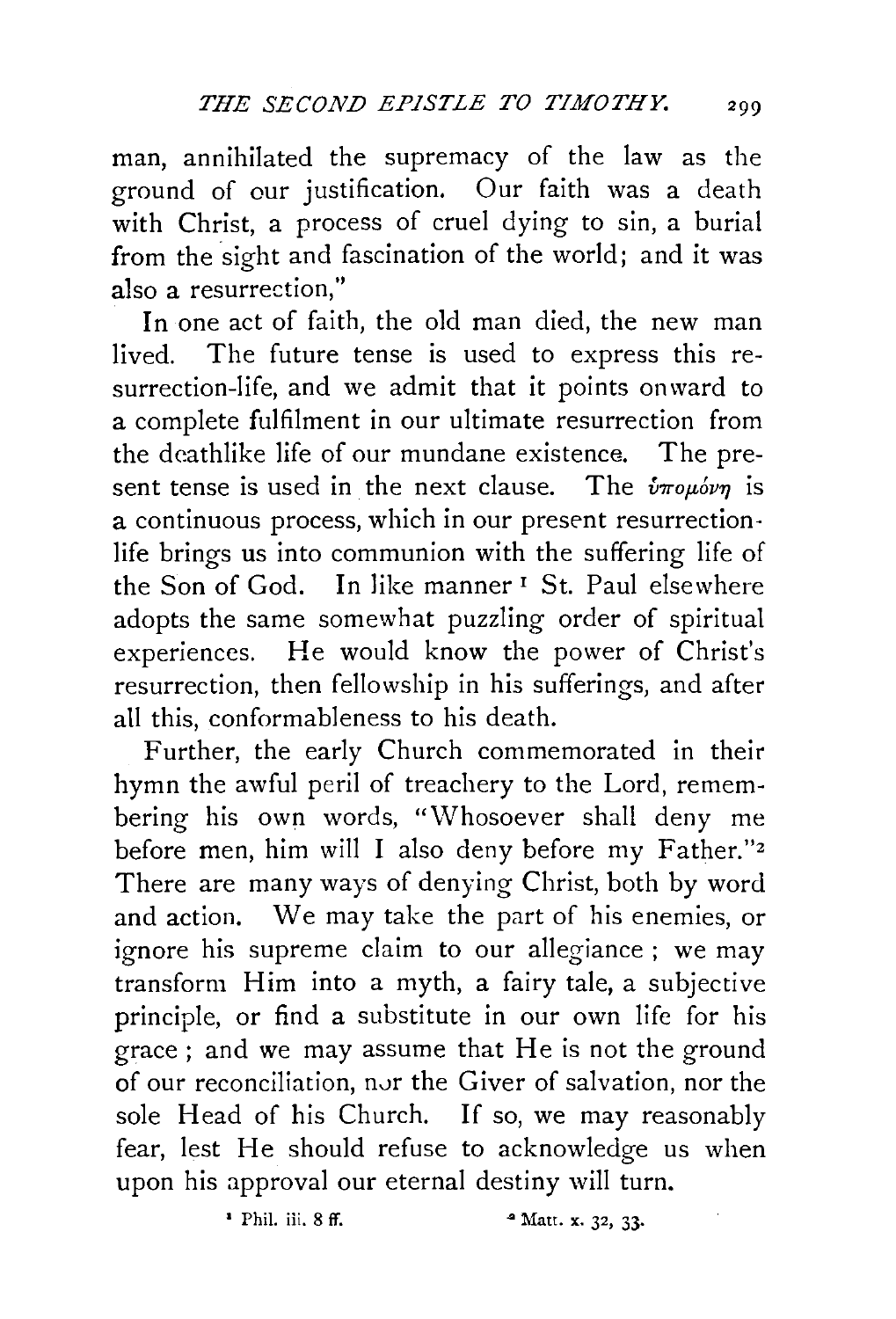man, annihilated the supremacy of the law as the ground of our justification. Our faith was a death with Christ, a process of cruel dying to sin, a burial from the sight and fascination of the world; and it was also a resurrection,"

In one act of faith, the old man died, the new man lived. The future tense is used to express this resurrection-life, and we admit that it points onward to a complete fulfilment in our ultimate resurrection from the deathlike life of our mundane existence. The present tense is used in the next clause. The ὑπομόνη is a continuous process, which in our present resurrection-life brings us into communion with the suffering life of the Son of God. In like manner[1] St. Paul elsewhere adopts the same somewhat puzzling order of spiritual experiences. He would know the power of Christ's resurrection, then fellowship in his sufferings, and after all this, conformableness to his death.

Further, the early Church commemorated in their hymn the awful peril of treachery to the Lord, remembering his own words, "Whosoever shall deny me before men, him will I also deny before my Father."[2] There are many ways of denying Christ, both by word and action. We may take the part of his enemies, or ignore his supreme claim to our allegiance; we may transform Him into a myth, a fairy tale, a subjective principle, or find a substitute in our own life for his grace; and we may assume that He is not the ground of our reconciliation, nor the Giver of salvation, nor the sole Head of his Church. If so, we may reasonably fear, lest He should refuse to acknowledge us when upon his approval our eternal destiny will turn.

[1] Phil. iii. 8 ff.

[2] Matt. x. 32, 33.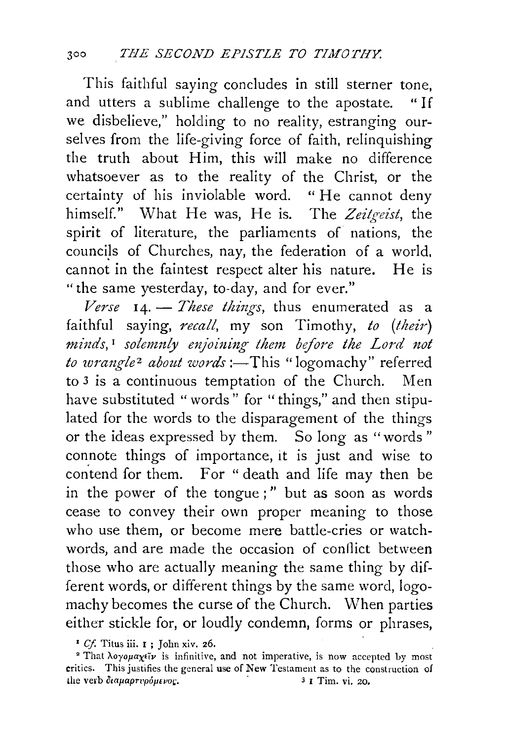This faithful saying concludes in still sterner tone, and utters a sublime challenge to the apostate. "If we disbelieve," holding to no reality, estranging ourselves from the life-giving force of faith, relinquishing the truth about Him, this will make no difference whatsoever as to the reality of the Christ, or the certainty of his inviolable word. "He cannot deny himself." What He was, He is. The *Zeitgeist*, the spirit of literature, the parliaments of nations, the councils of Churches, nay, the federation of a world, cannot in the faintest respect alter his nature. He is "the same yesterday, to-day, and for ever."

*Verse* 14. — *These things*, thus enumerated as a faithful saying, *recall*, my son Timothy, *to* (*their*) *minds*,[1] *solemnly enjoining them before the Lord not to wrangle*[2] *about words*:—This "logomachy" referred to[3] is a continuous temptation of the Church. Men have substituted "words" for "things," and then stipulated for the words to the disparagement of the things or the ideas expressed by them. So long as "words" connote things of importance, it is just and wise to contend for them. For "death and life may then be in the power of the tongue;" but as soon as words cease to convey their own proper meaning to those who use them, or become mere battle-cries or watchwords, and are made the occasion of conflict between those who are actually meaning the same thing by different words, or different things by the same word, logomachy becomes the curse of the Church. When parties either stickle for, or loudly condemn, forms or phrases,

[1] *Cf.* Titus iii. 1; John xiv. 26.

[2] That λογομαχεῖν is infinitive, and not imperative, is now accepted by most critics. This justifies the general use of New Testament as to the construction of the verb διαμαρτυρόμενος.

[3] 1 Tim. vi. 20.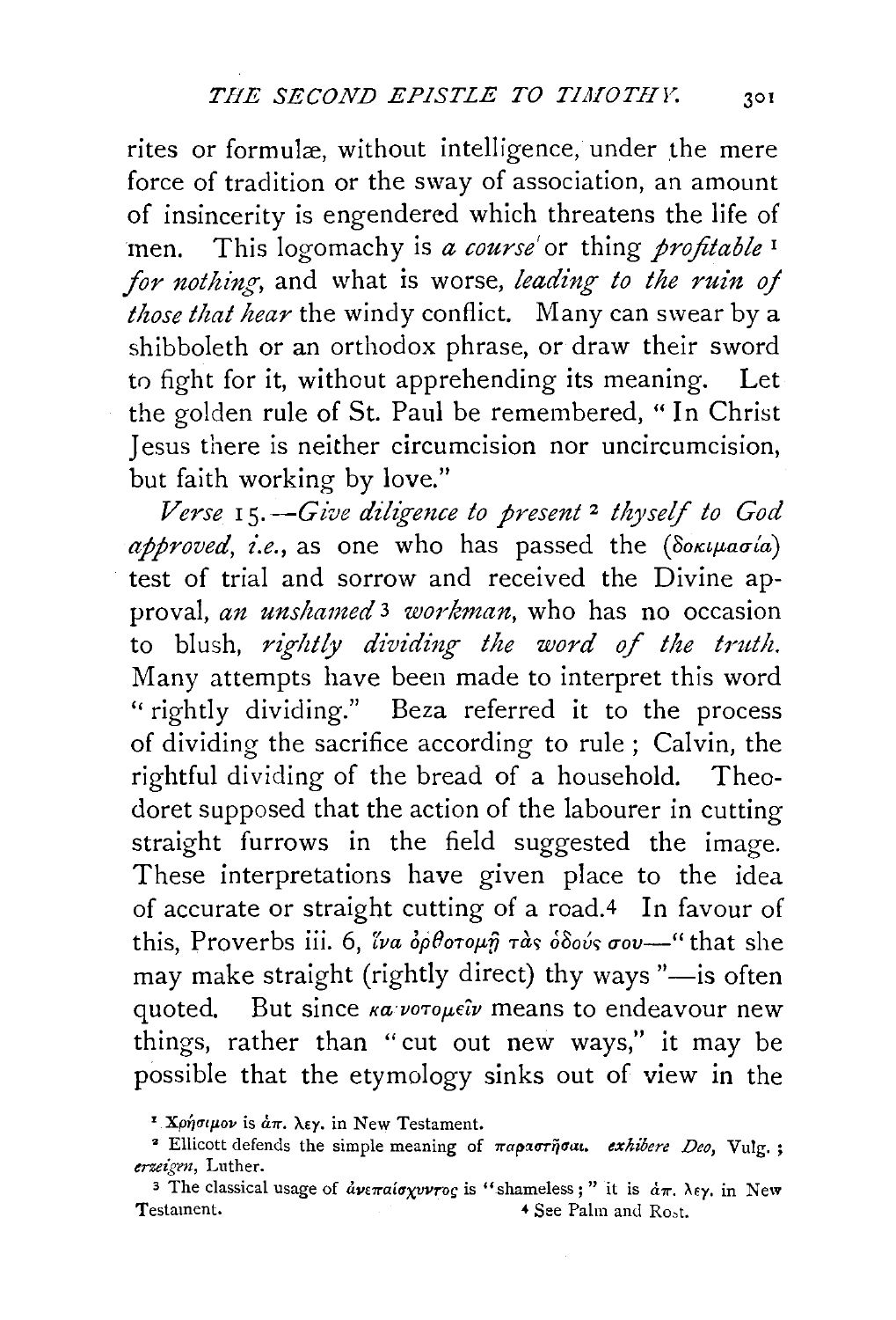rites or formulæ, without intelligence, under the mere force of tradition or the sway of association, an amount of insincerity is engendered which threatens the life of men. This logomachy is *a course* or thing *profitable* [1] *for nothing*, and what is worse, *leading to the ruin of those that hear* the windy conflict. Many can swear by a shibboleth or an orthodox phrase, or draw their sword to fight for it, without apprehending its meaning. Let the golden rule of St. Paul be remembered, "In Christ Jesus there is neither circumcision nor uncircumcision, but faith working by love."

*Verse* 15.—*Give diligence to present* [2] *thyself to God approved*, *i.e.*, as one who has passed the (δοκιμασία) test of trial and sorrow and received the Divine approval, *an unshamed* [3] *workman*, who has no occasion to blush, *rightly dividing the word of the truth*. Many attempts have been made to interpret this word "rightly dividing." Beza referred it to the process of dividing the sacrifice according to rule; Calvin, the rightful dividing of the bread of a household. Theodoret supposed that the action of the labourer in cutting straight furrows in the field suggested the image. These interpretations have given place to the idea of accurate or straight cutting of a road.[4] In favour of this, Proverbs iii. 6, ἵνα ὀρθοτομῇ τὰς ὁδούς σου—"that she may make straight (rightly direct) thy ways"—is often quoted. But since καινοτομεῖν means to endeavour new things, rather than "cut out new ways," it may be possible that the etymology sinks out of view in the

[1] Χρήσιμον is ἀπ. λεγ. in New Testament.

[2] Ellicott defends the simple meaning of παραστῆσαι. *exhibere Deo*, Vulg.; *erzeigen*, Luther.

[3] The classical usage of ἀνεπαίσχυντος is "shameless;" it is ἀπ. λεγ. in New Testament.

[4] See Palm and Rost.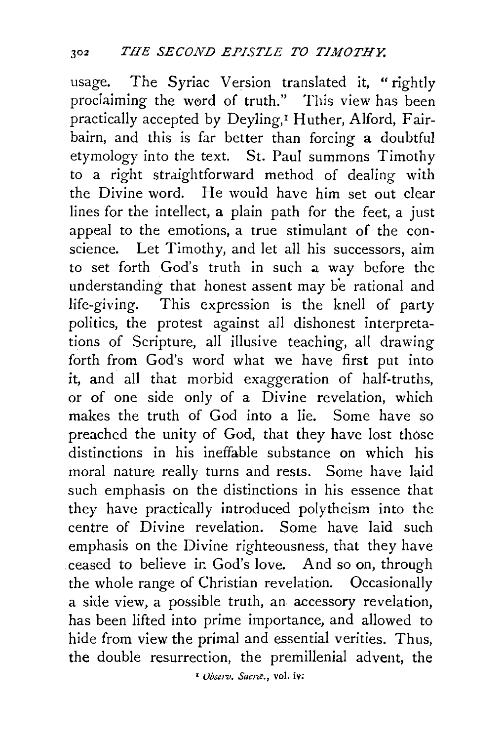usage. The Syriac Version translated it, "rightly proclaiming the word of truth." This view has been practically accepted by Deyling,[1] Huther, Alford, Fairbairn, and this is far better than forcing a doubtful etymology into the text. St. Paul summons Timothy to a right straightforward method of dealing with the Divine word. He would have him set out clear lines for the intellect, a plain path for the feet, a just appeal to the emotions, a true stimulant of the conscience. Let Timothy, and let all his successors, aim to set forth God's truth in such a way before the understanding that honest assent may be rational and life-giving. This expression is the knell of party politics, the protest against all dishonest interpretations of Scripture, all illusive teaching, all drawing forth from God's word what we have first put into it, and all that morbid exaggeration of half-truths, or of one side only of a Divine revelation, which makes the truth of God into a lie. Some have so preached the unity of God, that they have lost those distinctions in his ineffable substance on which his moral nature really turns and rests. Some have laid such emphasis on the distinctions in his essence that they have practically introduced polytheism into the centre of Divine revelation. Some have laid such emphasis on the Divine righteousness, that they have ceased to believe in God's love. And so on, through the whole range of Christian revelation. Occasionally a side view, a possible truth, an accessory revelation, has been lifted into prime importance, and allowed to hide from view the primal and essential verities. Thus, the double resurrection, the premillenial advent, the

[1] *Observ. Sacræ.*, vol. iv.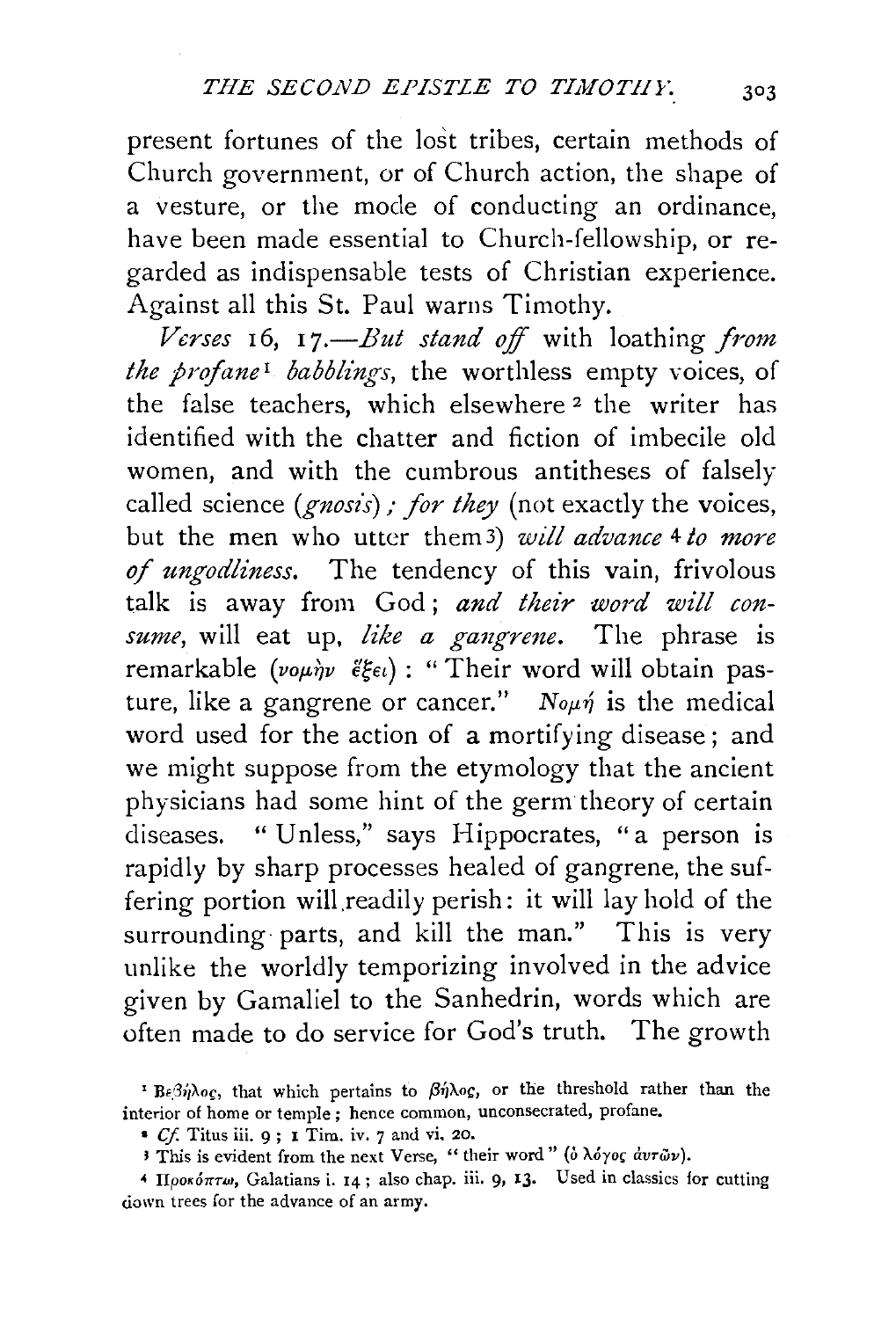present fortunes of the lost tribes, certain methods of Church government, or of Church action, the shape of a vesture, or the mode of conducting an ordinance, have been made essential to Church-fellowship, or regarded as indispensable tests of Christian experience. Against all this St. Paul warns Timothy.

*Verses* 16, 17.—*But stand off* with loathing *from the profane*[1] *babblings*, the worthless empty voices, of the false teachers, which elsewhere[2] the writer has identified with the chatter and fiction of imbecile old women, and with the cumbrous antitheses of falsely called science (*gnosis*); *for they* (not exactly the voices, but the men who utter them[3]) *will advance*[4] *to more of ungodliness.* The tendency of this vain, frivolous talk is away from God; *and their word will consume*, will eat up, *like a gangrene.* The phrase is remarkable (νομὴν ἕξει): "Their word will obtain pasture, like a gangrene or cancer." Νομή is the medical word used for the action of a mortifying disease; and we might suppose from the etymology that the ancient physicians had some hint of the germ theory of certain diseases. "Unless," says Hippocrates, "a person is rapidly by sharp processes healed of gangrene, the suffering portion will readily perish: it will lay hold of the surrounding parts, and kill the man." This is very unlike the worldly temporizing involved in the advice given by Gamaliel to the Sanhedrin, words which are often made to do service for God's truth. The growth

[1] Βέβηλος, that which pertains to βῆλος, or the threshold rather than the interior of home or temple; hence common, unconsecrated, profane.

[2] *Cf.* Titus iii. 9; 1 Tim. iv. 7 and vi. 20.

[3] This is evident from the next Verse, "their word" (ὁ λόγος αὐτῶν).

[4] Προκόπτω, Galatians i. 14; also chap. iii. 9, 13. Used in classics for cutting down trees for the advance of an army.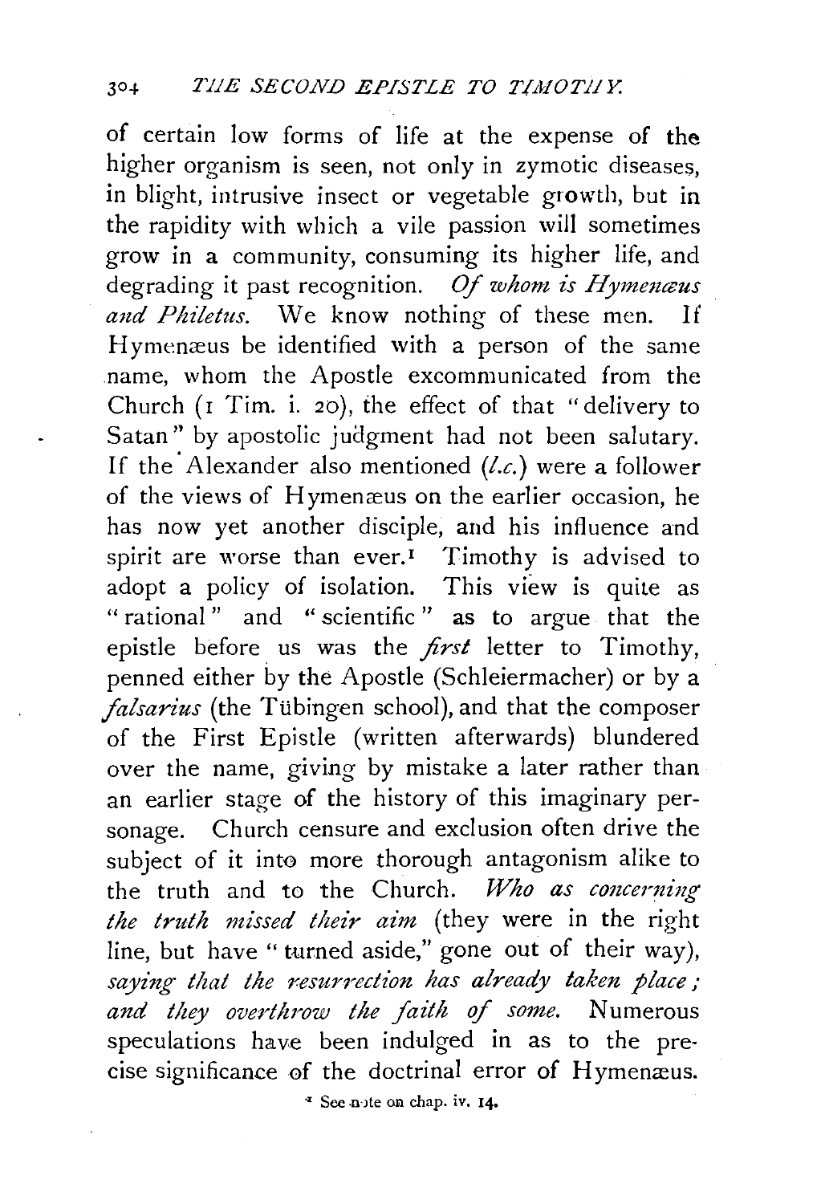of certain low forms of life at the expense of the higher organism is seen, not only in zymotic diseases, in blight, intrusive insect or vegetable growth, but in the rapidity with which a vile passion will sometimes grow in a community, consuming its higher life, and degrading it past recognition. *Of whom is Hymenæus and Philetus.* We know nothing of these men. If Hymenæus be identified with a person of the same name, whom the Apostle excommunicated from the Church (1 Tim. i. 20), the effect of that "delivery to Satan" by apostolic judgment had not been salutary. If the Alexander also mentioned (*l.c.*) were a follower of the views of Hymenæus on the earlier occasion, he has now yet another disciple, and his influence and spirit are worse than ever.[1] Timothy is advised to adopt a policy of isolation. This view is quite as "rational" and "scientific" as to argue that the epistle before us was the *first* letter to Timothy, penned either by the Apostle (Schleiermacher) or by a *falsarius* (the Tübingen school), and that the composer of the First Epistle (written afterwards) blundered over the name, giving by mistake a later rather than an earlier stage of the history of this imaginary personage. Church censure and exclusion often drive the subject of it into more thorough antagonism alike to the truth and to the Church. *Who as concerning the truth missed their aim* (they were in the right line, but have "turned aside," gone out of their way), *saying that the resurrection has already taken place; and they overthrow the faith of some.* Numerous speculations have been indulged in as to the precise significance of the doctrinal error of Hymenæus.

[1] See note on chap. iv. 14.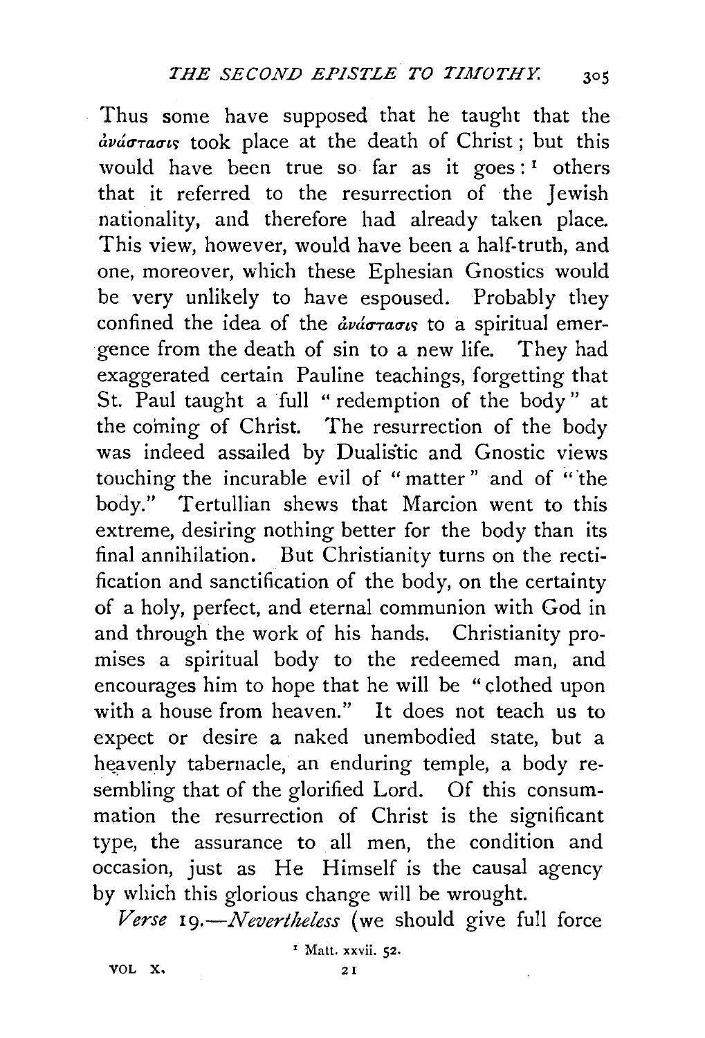Thus some have supposed that he taught that the ἀνάστασις took place at the death of Christ; but this would have been true so far as it goes:[1] others that it referred to the resurrection of the Jewish nationality, and therefore had already taken place. This view, however, would have been a half-truth, and one, moreover, which these Ephesian Gnostics would be very unlikely to have espoused. Probably they confined the idea of the ἀνάστασις to a spiritual emergence from the death of sin to a new life. They had exaggerated certain Pauline teachings, forgetting that St. Paul taught a full "redemption of the body" at the coming of Christ. The resurrection of the body was indeed assailed by Dualistic and Gnostic views touching the incurable evil of "matter" and of "the body." Tertullian shews that Marcion went to this extreme, desiring nothing better for the body than its final annihilation. But Christianity turns on the rectification and sanctification of the body, on the certainty of a holy, perfect, and eternal communion with God in and through the work of his hands. Christianity promises a spiritual body to the redeemed man, and encourages him to hope that he will be "clothed upon with a house from heaven." It does not teach us to expect or desire a naked unembodied state, but a heavenly tabernacle, an enduring temple, a body resembling that of the glorified Lord. Of this consummation the resurrection of Christ is the significant type, the assurance to all men, the condition and occasion, just as He Himself is the causal agency by which this glorious change will be wrought.

*Verse* 19.—*Nevertheless* (we should give full force

[1] Matt. xxvii. 52.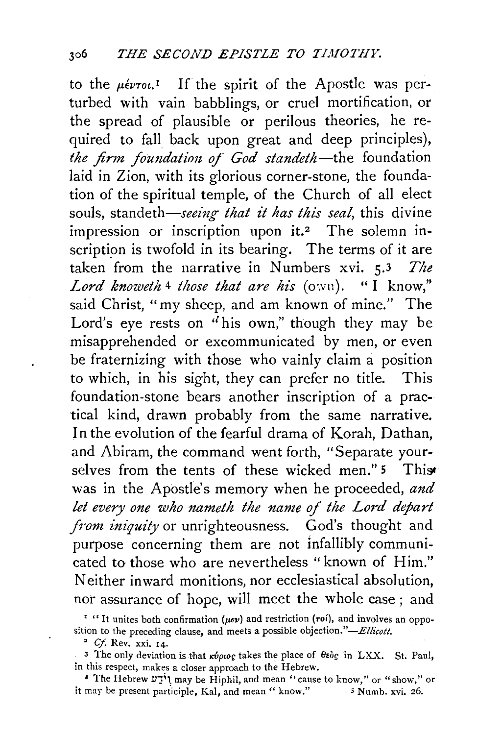to the μέντοι.[1] If the spirit of the Apostle was perturbed with vain babblings, or cruel mortification, or the spread of plausible or perilous theories, he required to fall back upon great and deep principles), *the firm foundation of God standeth*—the foundation laid in Zion, with its glorious corner-stone, the foundation of the spiritual temple, of the Church of all elect souls, standeth—*seeing that it has this seal*, this divine impression or inscription upon it.[2] The solemn inscription is twofold in its bearing. The terms of it are taken from the narrative in Numbers xvi. 5.[3] *The Lord knoweth*[4] *those that are his* (own). "I know," said Christ, "my sheep, and am known of mine." The Lord's eye rests on "his own," though they may be misapprehended or excommunicated by men, or even be fraternizing with those who vainly claim a position to which, in his sight, they can prefer no title. This foundation-stone bears another inscription of a practical kind, drawn probably from the same narrative. In the evolution of the fearful drama of Korah, Dathan, and Abiram, the command went forth, "Separate yourselves from the tents of these wicked men."[5] This was in the Apostle's memory when he proceeded, *and let every one who nameth the name of the Lord depart from iniquity* or unrighteousness. God's thought and purpose concerning them are not infallibly communicated to those who are nevertheless "known of Him." Neither inward monitions, nor ecclesiastical absolution, nor assurance of hope, will meet the whole case; and

[1] "It unites both confirmation (μεν) and restriction (τοί), and involves an opposition to the preceding clause, and meets a possible objection."—*Ellicott.*

[2] *Cf.* Rev. xxi. 14.

[3] The only deviation is that κύριος takes the place of θεὸς in LXX. St. Paul, in this respect, makes a closer approach to the Hebrew.

[4] The Hebrew וְיֹדַע may be Hiphil, and mean "cause to know," or "show," or it may be present participle, Kal, and mean "know."

[5] Numb. xvi. 26.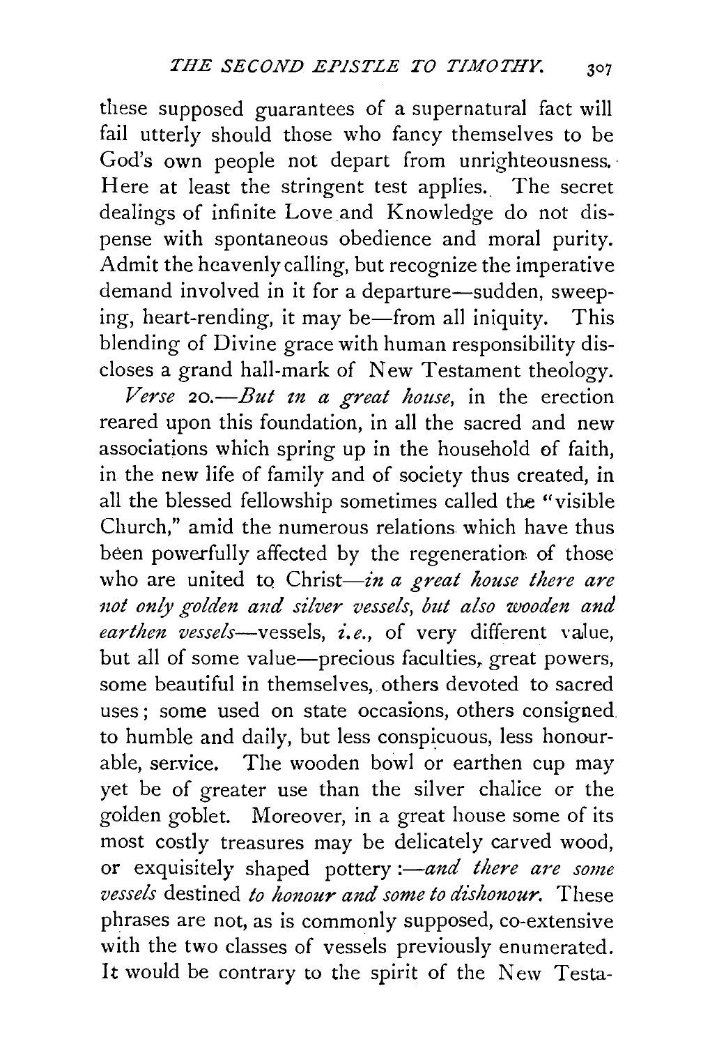these supposed guarantees of a supernatural fact will fail utterly should those who fancy themselves to be God's own people not depart from unrighteousness. Here at least the stringent test applies. The secret dealings of infinite Love and Knowledge do not dispense with spontaneous obedience and moral purity. Admit the heavenly calling, but recognize the imperative demand involved in it for a departure—sudden, sweeping, heart-rending, it may be—from all iniquity. This blending of Divine grace with human responsibility discloses a grand hall-mark of New Testament theology.

*Verse* 20.—*But in a great house*, in the erection reared upon this foundation, in all the sacred and new associations which spring up in the household of faith, in the new life of family and of society thus created, in all the blessed fellowship sometimes called the "visible Church," amid the numerous relations which have thus been powerfully affected by the regeneration of those who are united to Christ—*in a great house there are not only golden and silver vessels, but also wooden and earthen vessels*—vessels, *i.e.*, of very different value, but all of some value—precious faculties, great powers, some beautiful in themselves, others devoted to sacred uses; some used on state occasions, others consigned to humble and daily, but less conspicuous, less honourable, service. The wooden bowl or earthen cup may yet be of greater use than the silver chalice or the golden goblet. Moreover, in a great house some of its most costly treasures may be delicately carved wood, or exquisitely shaped pottery :—*and there are some vessels* destined *to honour and some to dishonour.* These phrases are not, as is commonly supposed, co-extensive with the two classes of vessels previously enumerated. It would be contrary to the spirit of the New Testa-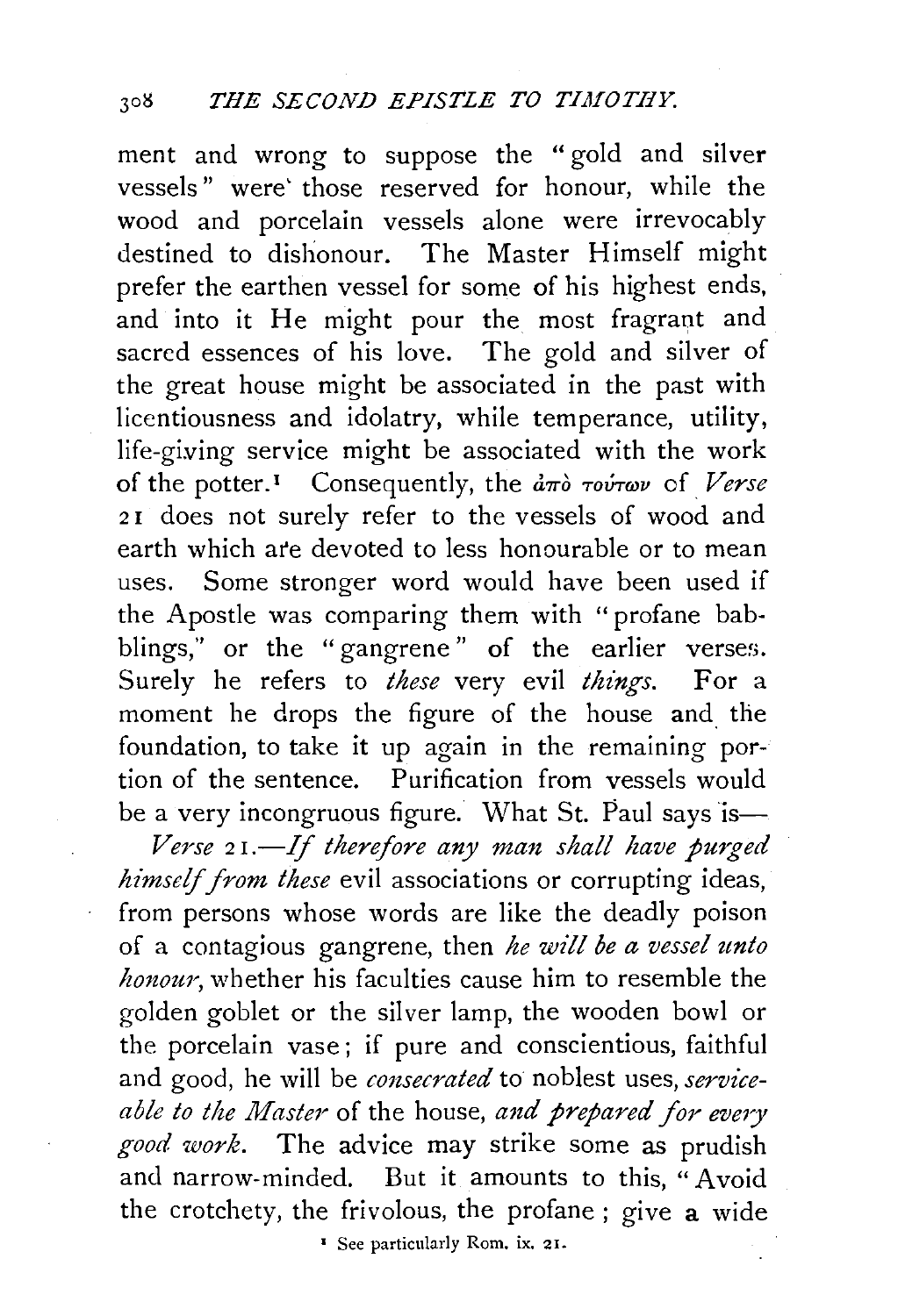ment and wrong to suppose the "gold and silver vessels" were those reserved for honour, while the wood and porcelain vessels alone were irrevocably destined to dishonour. The Master Himself might prefer the earthen vessel for some of his highest ends, and into it He might pour the most fragrant and sacred essences of his love. The gold and silver of the great house might be associated in the past with licentiousness and idolatry, while temperance, utility, life-giving service might be associated with the work of the potter.[1] Consequently, the ἀπὸ τούτων of *Verse* 21 does not surely refer to the vessels of wood and earth which are devoted to less honourable or to mean uses. Some stronger word would have been used if the Apostle was comparing them with "profane babblings," or the "gangrene" of the earlier verses. Surely he refers to *these* very evil *things*. For a moment he drops the figure of the house and the foundation, to take it up again in the remaining portion of the sentence. Purification from vessels would be a very incongruous figure. What St. Paul says is—

*Verse* 21.—*If therefore any man shall have purged himself from these* evil associations or corrupting ideas, from persons whose words are like the deadly poison of a contagious gangrene, then *he will be a vessel unto honour*, whether his faculties cause him to resemble the golden goblet or the silver lamp, the wooden bowl or the porcelain vase; if pure and conscientious, faithful and good, he will be *consecrated* to noblest uses, *serviceable to the Master* of the house, *and prepared for every good work*. The advice may strike some as prudish and narrow-minded. But it amounts to this, "Avoid the crotchety, the frivolous, the profane; give a wide

[1] See particularly Rom. ix. 21.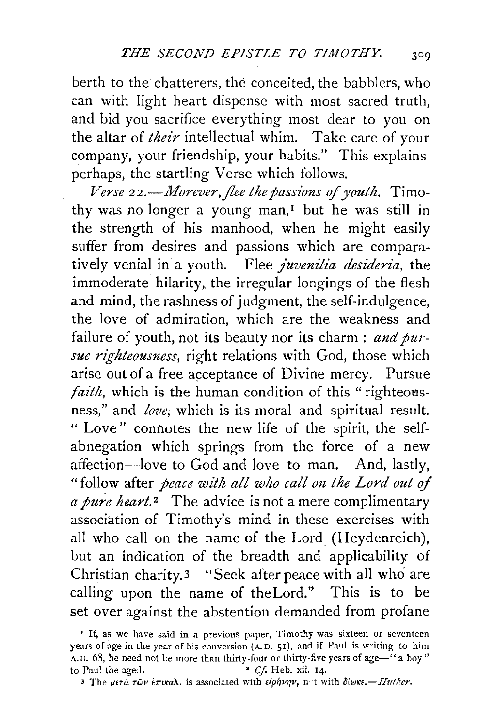berth to the chatterers, the conceited, the babblers, who can with light heart dispense with most sacred truth, and bid you sacrifice everything most dear to you on the altar of *their* intellectual whim. Take care of your company, your friendship, your habits." This explains perhaps, the startling Verse which follows.

*Verse 22.—Morever, flee the passions of youth.* Timothy was no longer a young man,[1] but he was still in the strength of his manhood, when he might easily suffer from desires and passions which are comparatively venial in a youth. Flee *juvenilia desideria*, the immoderate hilarity, the irregular longings of the flesh and mind, the rashness of judgment, the self-indulgence, the love of admiration, which are the weakness and failure of youth, not its beauty nor its charm : *and pursue righteousness*, right relations with God, those which arise out of a free acceptance of Divine mercy. Pursue *faith*, which is the human condition of this "righteousness," and *love;* which is its moral and spiritual result. "Love" connotes the new life of the spirit, the self-abnegation which springs from the force of a new affection—love to God and love to man. And, lastly, "follow after *peace with all who call on the Lord out of a pure heart.*[2] The advice is not a mere complimentary association of Timothy's mind in these exercises with all who call on the name of the Lord (Heydenreich), but an indication of the breadth and applicability of Christian charity.[3] "Seek after peace with all who are calling upon the name of the Lord." This is to be set over against the abstention demanded from profane

[1] If, as we have said in a previous paper, Timothy was sixteen or seventeen years of age in the year of his conversion (A.D. 51), and if Paul is writing to him A.D. 68, he need not be more than thirty-four or thirty-five years of age—"a boy" to Paul the aged.

[2] *Cf.* Heb. xii. 14.

[3] The μετὰ τῶν ἐπικαλ. is associated with εἰρήνην, not with δίωκε.—*Huther.*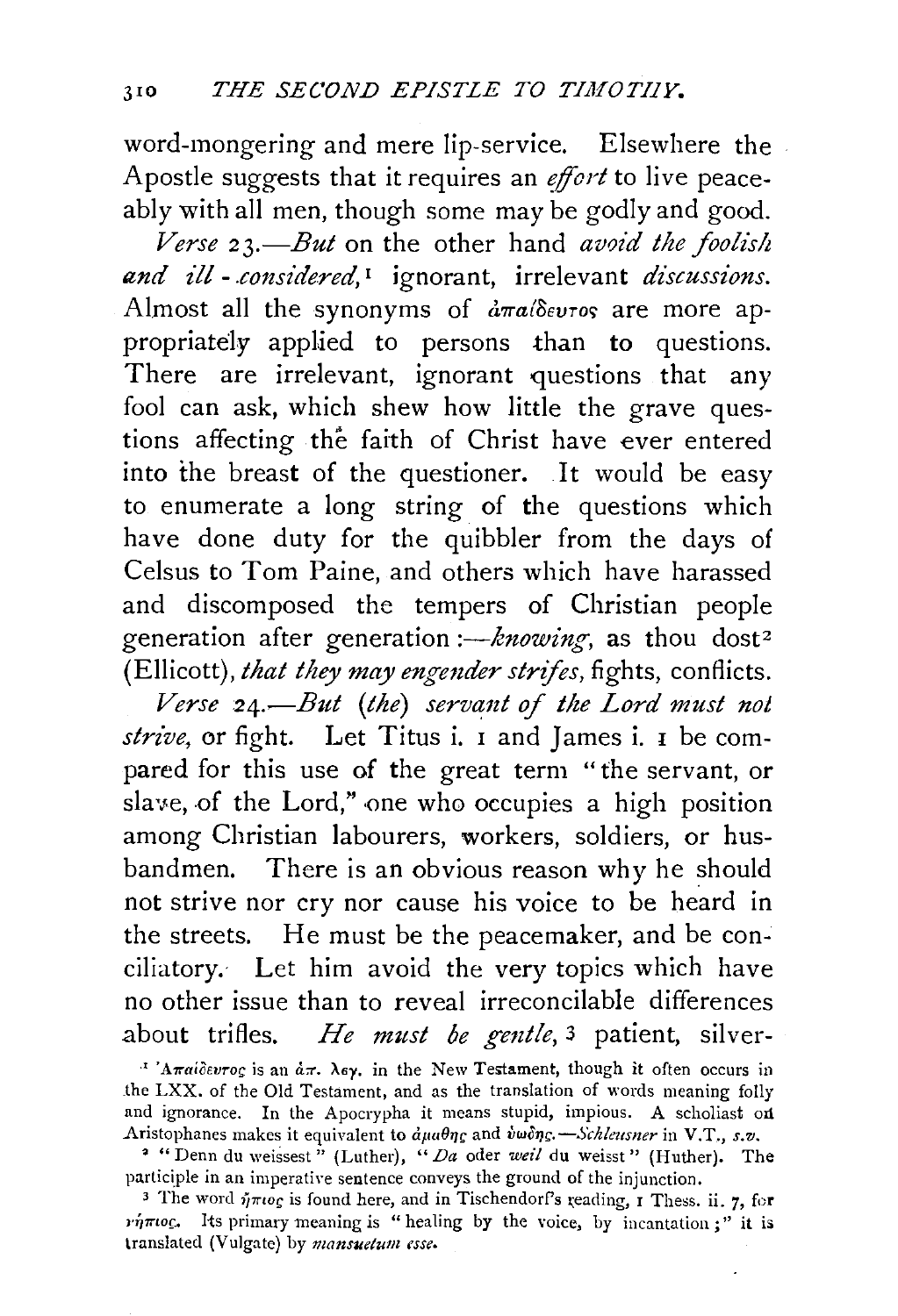word-mongering and mere lip-service. Elsewhere the Apostle suggests that it requires an *effort* to live peaceably with all men, though some may be godly and good.

*Verse* 23.—*But* on the other hand *avoid the foolish and ill-considered,*[1] ignorant, irrelevant *discussions.* Almost all the synonyms of ἀπαίδευτος are more appropriately applied to persons than to questions. There are irrelevant, ignorant questions that any fool can ask, which shew how little the grave questions affecting the faith of Christ have ever entered into the breast of the questioner. It would be easy to enumerate a long string of the questions which have done duty for the quibbler from the days of Celsus to Tom Paine, and others which have harassed and discomposed the tempers of Christian people generation after generation :—*knowing,* as thou dost[2] (Ellicott), *that they may engender strifes,* fights, conflicts.

*Verse* 24.—*But* (*the*) *servant of the Lord must not strive,* or fight. Let Titus i. 1 and James i. 1 be compared for this use of the great term "the servant, or slave, of the Lord," one who occupies a high position among Christian labourers, workers, soldiers, or husbandmen. There is an obvious reason why he should not strive nor cry nor cause his voice to be heard in the streets. He must be the peacemaker, and be conciliatory. Let him avoid the very topics which have no other issue than to reveal irreconcilable differences about trifles. *He must be gentle,*[3] patient, silver-

[1] Ἀπαίδευτος is an ἅπ. λεγ. in the New Testament, though it often occurs in the LXX. of the Old Testament, and as the translation of words meaning folly and ignorance. In the Apocrypha it means stupid, impious. A scholiast on Aristophanes makes it equivalent to ἀμαθής and ὑωδής.—*Schleusner* in V.T., *s.v.*

[2] "Denn du weissest" (Luther), "*Da* oder *weil* du weisst" (Huther). The participle in an imperative sentence conveys the ground of the injunction.

[3] The word ἤπιος is found here, and in Tischendorf's reading, 1 Thess. ii. 7, for νήπιος. Its primary meaning is "healing by the voice, by incantation;" it is translated (Vulgate) by *mansuetum esse.*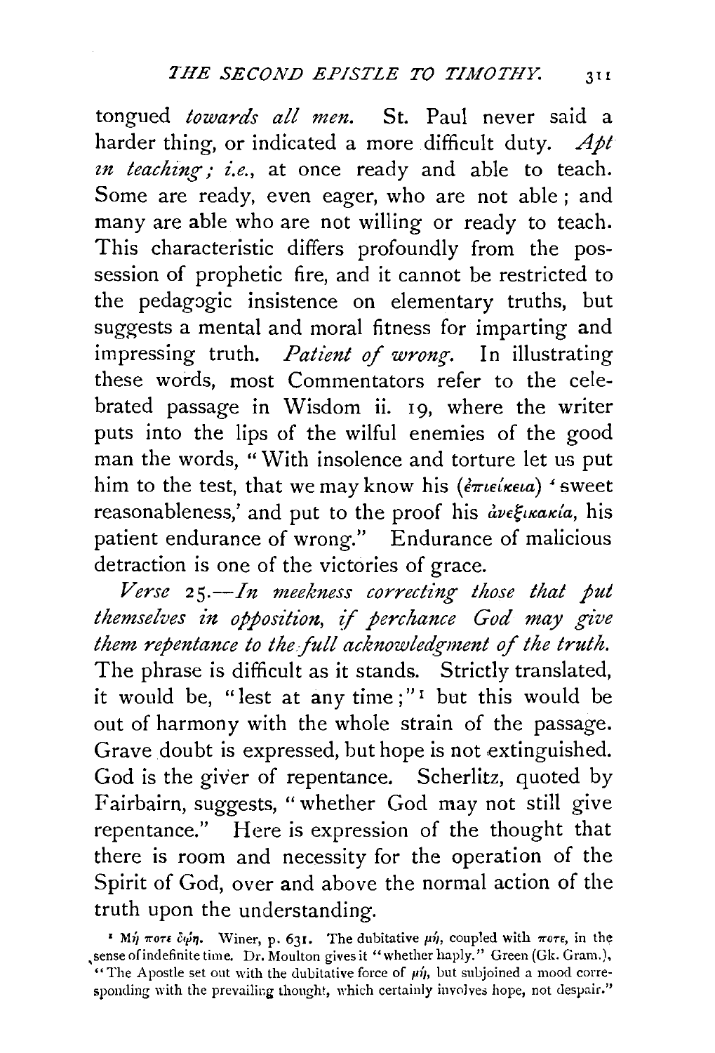tongued *towards all men.* St. Paul never said a harder thing, or indicated a more difficult duty. *Apt in teaching; i.e.,* at once ready and able to teach. Some are ready, even eager, who are not able; and many are able who are not willing or ready to teach. This characteristic differs profoundly from the possession of prophetic fire, and it cannot be restricted to the pedagogic insistence on elementary truths, but suggests a mental and moral fitness for imparting and impressing truth. *Patient of wrong.* In illustrating these words, most Commentators refer to the celebrated passage in Wisdom ii. 19, where the writer puts into the lips of the wilful enemies of the good man the words, "With insolence and torture let us put him to the test, that we may know his (ἐπιείκεια) 'sweet reasonableness,' and put to the proof his ἀνεξικακία, his patient endurance of wrong." Endurance of malicious detraction is one of the victories of grace.

*Verse 25.—In meekness correcting those that put themselves in opposition, if perchance God may give them repentance to the full acknowledgment of the truth.* The phrase is difficult as it stands. Strictly translated, it would be, "lest at any time;"[1] but this would be out of harmony with the whole strain of the passage. Grave doubt is expressed, but hope is not extinguished. God is the giver of repentance. Scherlitz, quoted by Fairbairn, suggests, "whether God may not still give repentance." Here is expression of the thought that there is room and necessity for the operation of the Spirit of God, over and above the normal action of the truth upon the understanding.

[1] Μή ποτε δώῃ. Winer, p. 631. The dubitative μή, coupled with ποτε, in the sense of indefinite time. Dr. Moulton gives it "whether haply." Green (Gk. Gram.), "The Apostle set out with the dubitative force of μή, but subjoined a mood corresponding with the prevailing thought, which certainly involves hope, not despair."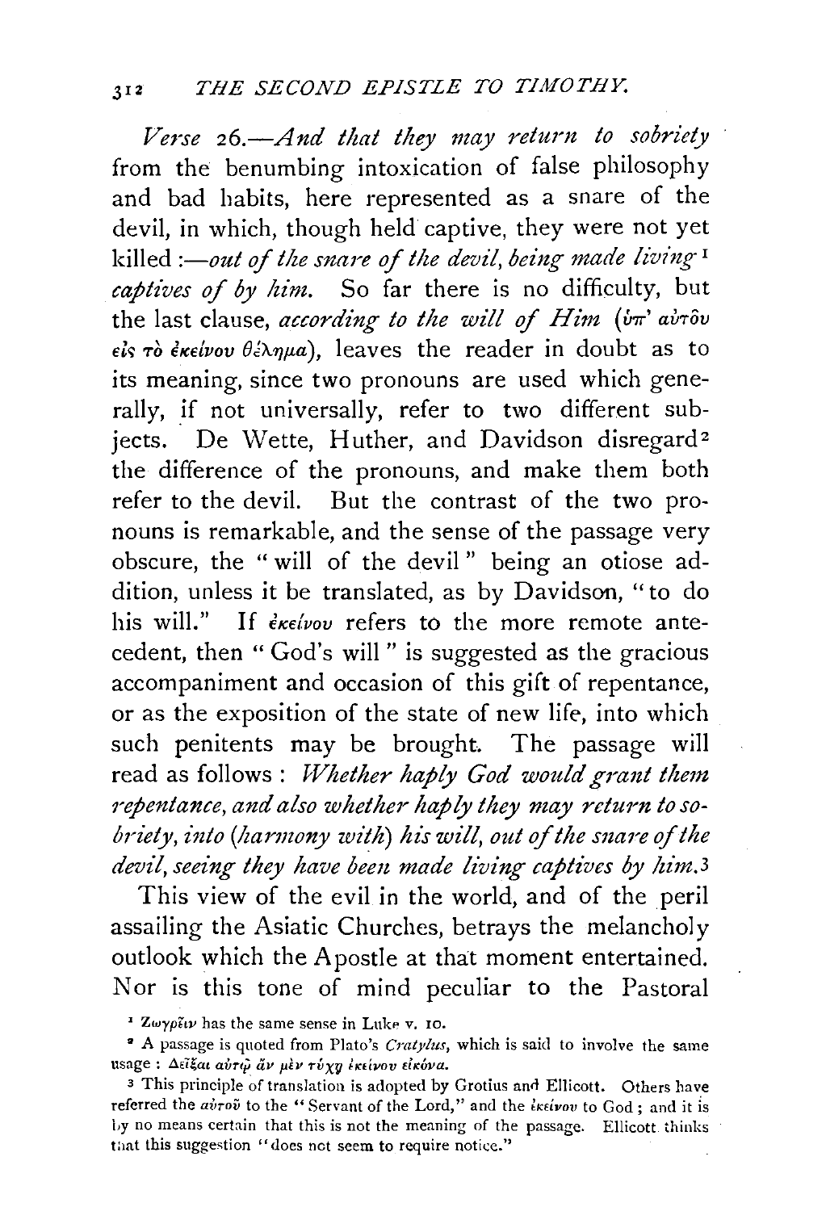*Verse* 26.—*And that they may return to sobriety* from the benumbing intoxication of false philosophy and bad habits, here represented as a snare of the devil, in which, though held captive, they were not yet killed :—*out of the snare of the devil, being made living*[1] *captives of by him.* So far there is no difficulty, but the last clause, *according to the will of Him* (ὑπ' αὐτοῦ εἰς τὸ ἐκείνου θέλημα), leaves the reader in doubt as to its meaning, since two pronouns are used which generally, if not universally, refer to two different subjects. De Wette, Huther, and Davidson disregard[2] the difference of the pronouns, and make them both refer to the devil. But the contrast of the two pronouns is remarkable, and the sense of the passage very obscure, the "will of the devil" being an otiose addition, unless it be translated, as by Davidson, "to do his will." If ἐκείνου refers to the more remote antecedent, then "God's will" is suggested as the gracious accompaniment and occasion of this gift of repentance, or as the exposition of the state of new life, into which such penitents may be brought. The passage will read as follows : *Whether haply God would grant them repentance, and also whether haply they may return to sobriety, into (harmony with) his will, out of the snare of the devil, seeing they have been made living captives by him.*[3]

This view of the evil in the world, and of the peril assailing the Asiatic Churches, betrays the melancholy outlook which the Apostle at that moment entertained. Nor is this tone of mind peculiar to the Pastoral

---

[1] Ζωγρεῖν has the same sense in Luke v. 10.

[2] A passage is quoted from Plato's *Cratylus*, which is said to involve the same usage : Δεῖξαι αὐτῷ ἂν μὲν τύχῃ ἐκείνου εἰκόνα.

[3] This principle of translation is adopted by Grotius and Ellicott. Others have referred the αὐτοῦ to the "Servant of the Lord," and the ἐκείνου to God ; and it is by no means certain that this is not the meaning of the passage. Ellicott thinks that this suggestion "does not seem to require notice."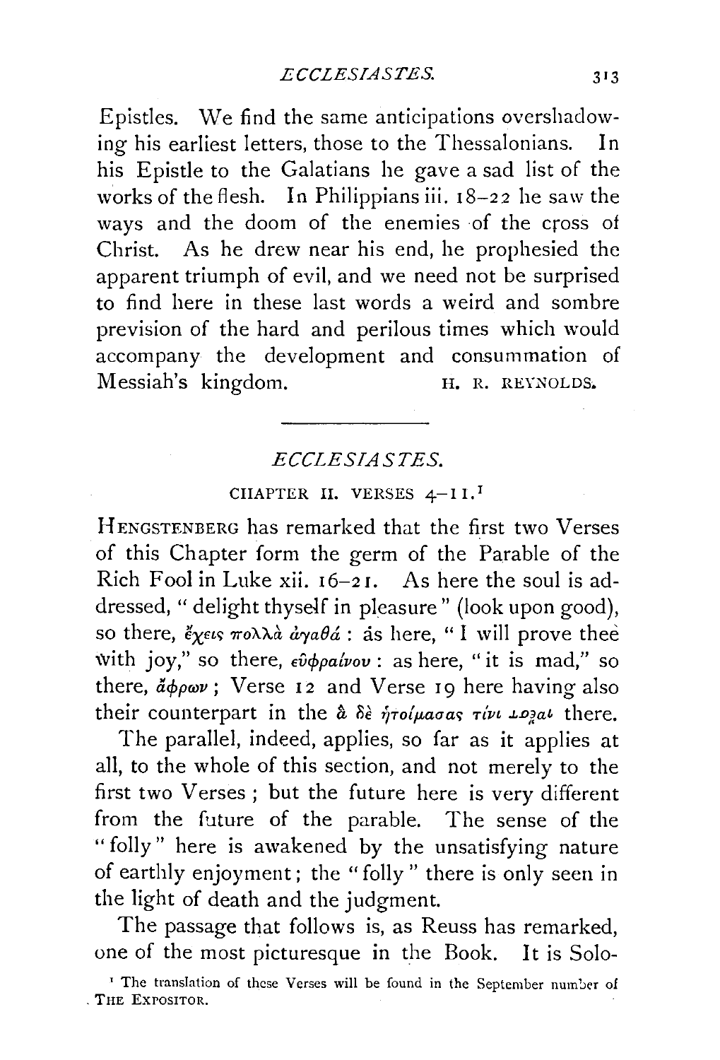Epistles. We find the same anticipations overshadowing his earliest letters, those to the Thessalonians. In his Epistle to the Galatians he gave a sad list of the works of the flesh. In Philippians iii. 18–22 he saw the ways and the doom of the enemies of the cross of Christ. As he drew near his end, he prophesied the apparent triumph of evil, and we need not be surprised to find here in these last words a weird and sombre prevision of the hard and perilous times which would accompany the development and consummation of Messiah's kingdom.

H. R. REYNOLDS.

---

## *ECCLESIASTES.*

### CHAPTER II. VERSES 4–11.[1]

HENGSTENBERG has remarked that the first two Verses of this Chapter form the germ of the Parable of the Rich Fool in Luke xii. 16–21. As here the soul is addressed, "delight thyself in pleasure" (look upon good), so there, ἔχεις πολλὰ ἀγαθά : as here, "I will prove thee with joy," so there, εὐφραίνου : as here, "it is mad," so there, ἄφρων ; Verse 12 and Verse 19 here having also their counterpart in the ἃ δὲ ἡτοίμασας τίνι ἔσται there.

The parallel, indeed, applies, so far as it applies at all, to the whole of this section, and not merely to the first two Verses; but the future here is very different from the future of the parable. The sense of the "folly" here is awakened by the unsatisfying nature of earthly enjoyment; the "folly" there is only seen in the light of death and the judgment.

The passage that follows is, as Reuss has remarked, one of the most picturesque in the Book. It is Solo-

[1] The translation of these Verses will be found in the September number of THE EXPOSITOR.